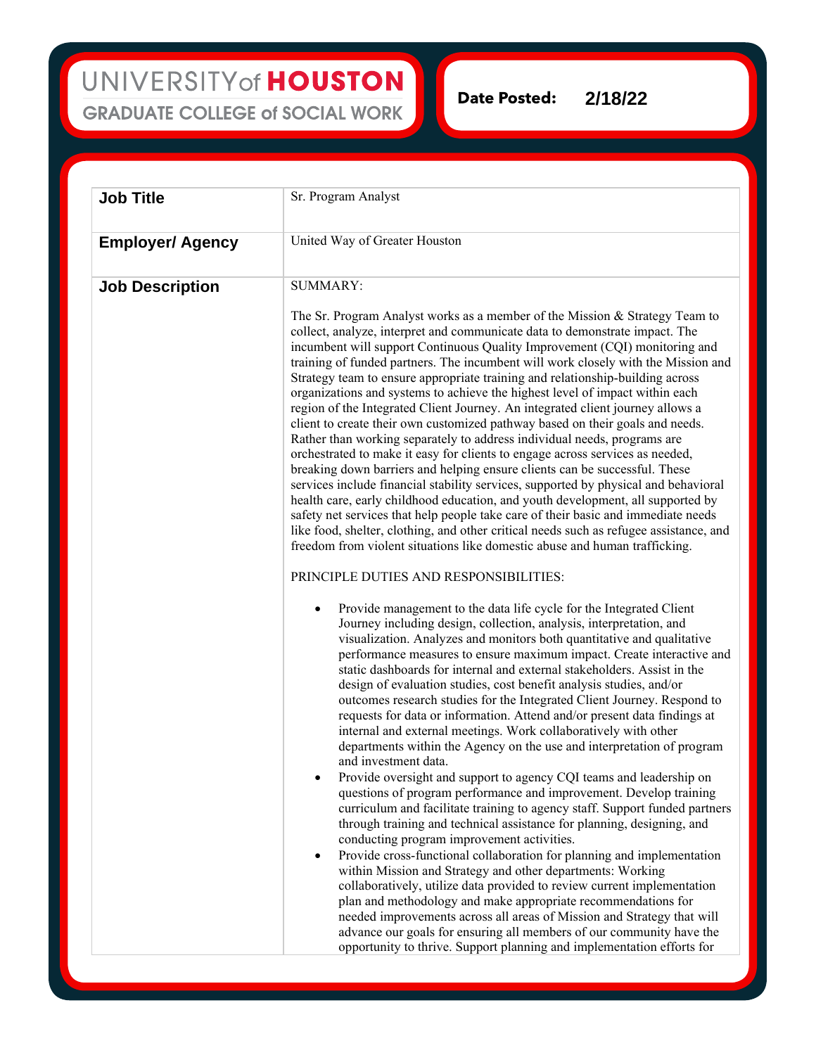UNIVERSITY of HOUSTON
GRADUATE COLLEGE of SOCIAL WORK

**Date Posted:** 2/18/22

| | |
|---|---|
| **Job Title** | Sr. Program Analyst |
| **Employer/ Agency** | United Way of Greater Houston |
| **Job Description** | SUMMARY:<br><br>The Sr. Program Analyst works as a member of the Mission & Strategy Team to collect, analyze, interpret and communicate data to demonstrate impact. The incumbent will support Continuous Quality Improvement (CQI) monitoring and training of funded partners. The incumbent will work closely with the Mission and Strategy team to ensure appropriate training and relationship-building across organizations and systems to achieve the highest level of impact within each region of the Integrated Client Journey. An integrated client journey allows a client to create their own customized pathway based on their goals and needs. Rather than working separately to address individual needs, programs are orchestrated to make it easy for clients to engage across services as needed, breaking down barriers and helping ensure clients can be successful. These services include financial stability services, supported by physical and behavioral health care, early childhood education, and youth development, all supported by safety net services that help people take care of their basic and immediate needs like food, shelter, clothing, and other critical needs such as refugee assistance, and freedom from violent situations like domestic abuse and human trafficking.<br><br>PRINCIPLE DUTIES AND RESPONSIBILITIES:<br><br>• Provide management to the data life cycle for the Integrated Client Journey including design, collection, analysis, interpretation, and visualization. Analyzes and monitors both quantitative and qualitative performance measures to ensure maximum impact. Create interactive and static dashboards for internal and external stakeholders. Assist in the design of evaluation studies, cost benefit analysis studies, and/or outcomes research studies for the Integrated Client Journey. Respond to requests for data or information. Attend and/or present data findings at internal and external meetings. Work collaboratively with other departments within the Agency on the use and interpretation of program and investment data.<br>• Provide oversight and support to agency CQI teams and leadership on questions of program performance and improvement. Develop training curriculum and facilitate training to agency staff. Support funded partners through training and technical assistance for planning, designing, and conducting program improvement activities.<br>• Provide cross-functional collaboration for planning and implementation within Mission and Strategy and other departments: Working collaboratively, utilize data provided to review current implementation plan and methodology and make appropriate recommendations for needed improvements across all areas of Mission and Strategy that will advance our goals for ensuring all members of our community have the opportunity to thrive. Support planning and implementation efforts for |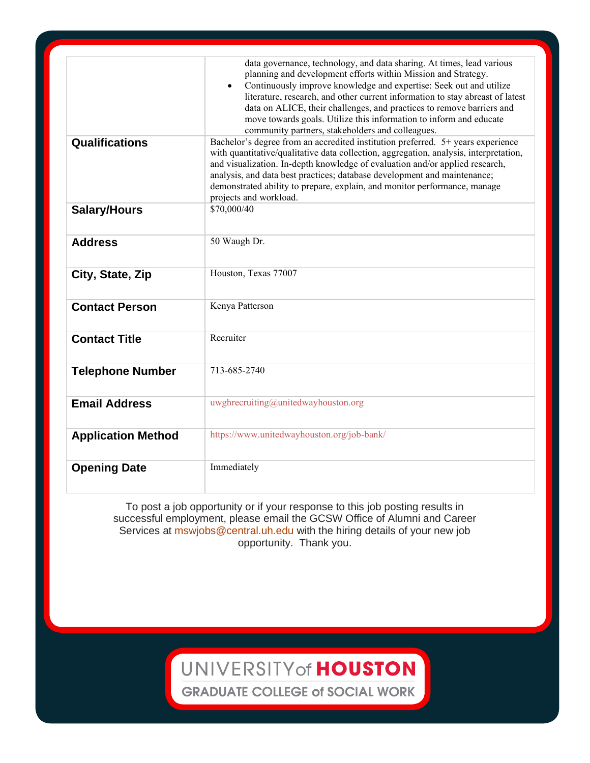| | |
|---|---|
| | data governance, technology, and data sharing. At times, lead various planning and development efforts within Mission and Strategy.<br>• Continuously improve knowledge and expertise: Seek out and utilize literature, research, and other current information to stay abreast of latest data on ALICE, their challenges, and practices to remove barriers and move towards goals. Utilize this information to inform and educate community partners, stakeholders and colleagues. |
| **Qualifications** | Bachelor's degree from an accredited institution preferred. 5+ years experience with quantitative/qualitative data collection, aggregation, analysis, interpretation, and visualization. In-depth knowledge of evaluation and/or applied research, analysis, and data best practices; database development and maintenance; demonstrated ability to prepare, explain, and monitor performance, manage projects and workload. |
| **Salary/Hours** | $70,000/40 |
| **Address** | 50 Waugh Dr. |
| **City, State, Zip** | Houston, Texas 77007 |
| **Contact Person** | Kenya Patterson |
| **Contact Title** | Recruiter |
| **Telephone Number** | 713-685-2740 |
| **Email Address** | uwghrecruiting@unitedwayhouston.org |
| **Application Method** | https://www.unitedwayhouston.org/job-bank/ |
| **Opening Date** | Immediately |

To post a job opportunity or if your response to this job posting results in successful employment, please email the GCSW Office of Alumni and Career Services at mswjobs@central.uh.edu with the hiring details of your new job opportunity. Thank you.

UNIVERSITY of HOUSTON
GRADUATE COLLEGE of SOCIAL WORK